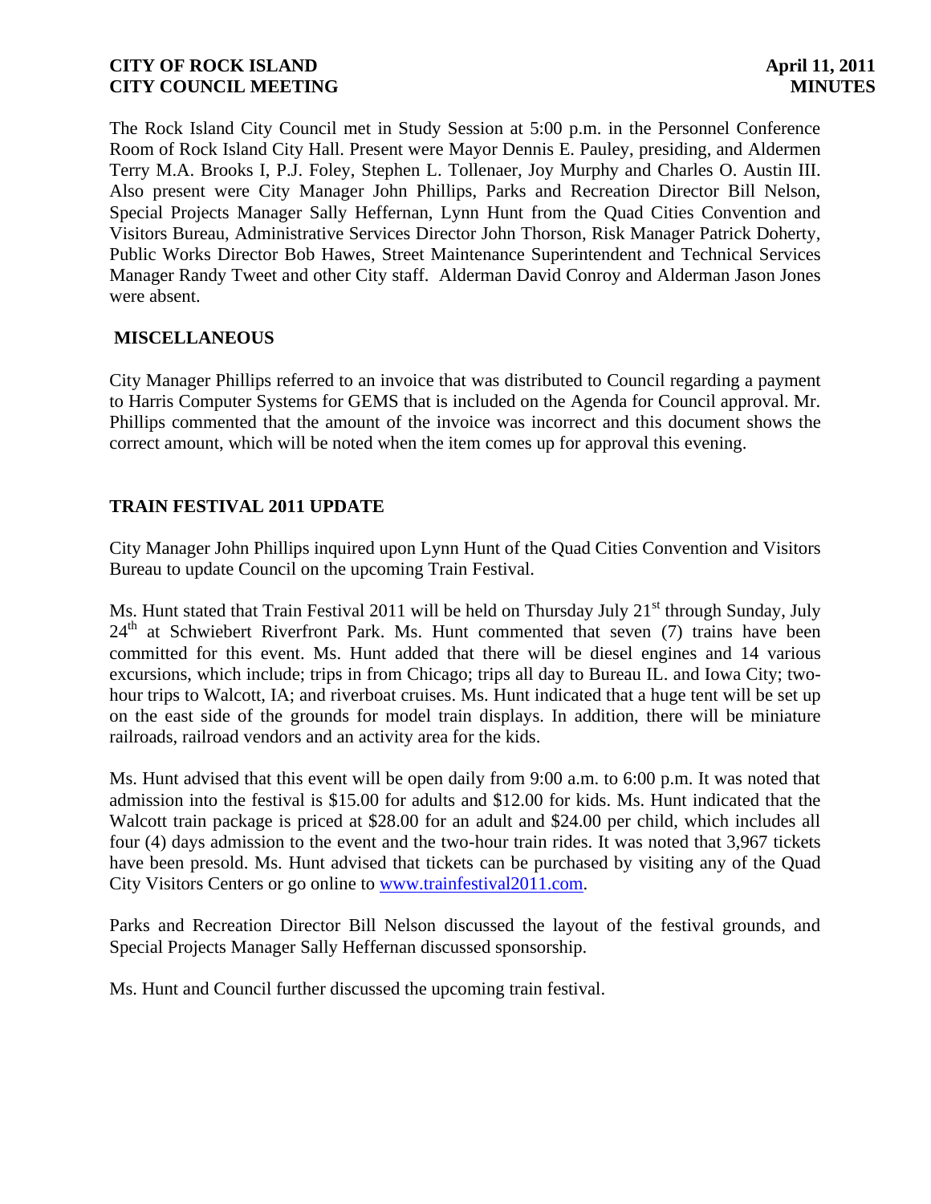# CITY OF ROCK ISLAND — April 11, 2011
# CITY COUNCIL MEETING — MINUTES

The Rock Island City Council met in Study Session at 5:00 p.m. in the Personnel Conference Room of Rock Island City Hall. Present were Mayor Dennis E. Pauley, presiding, and Aldermen Terry M.A. Brooks I, P.J. Foley, Stephen L. Tollenaer, Joy Murphy and Charles O. Austin III. Also present were City Manager John Phillips, Parks and Recreation Director Bill Nelson, Special Projects Manager Sally Heffernan, Lynn Hunt from the Quad Cities Convention and Visitors Bureau, Administrative Services Director John Thorson, Risk Manager Patrick Doherty, Public Works Director Bob Hawes, Street Maintenance Superintendent and Technical Services Manager Randy Tweet and other City staff. Alderman David Conroy and Alderman Jason Jones were absent.

## MISCELLANEOUS

City Manager Phillips referred to an invoice that was distributed to Council regarding a payment to Harris Computer Systems for GEMS that is included on the Agenda for Council approval. Mr. Phillips commented that the amount of the invoice was incorrect and this document shows the correct amount, which will be noted when the item comes up for approval this evening.

## TRAIN FESTIVAL 2011 UPDATE

City Manager John Phillips inquired upon Lynn Hunt of the Quad Cities Convention and Visitors Bureau to update Council on the upcoming Train Festival.

Ms. Hunt stated that Train Festival 2011 will be held on Thursday July 21st through Sunday, July 24th at Schwiebert Riverfront Park. Ms. Hunt commented that seven (7) trains have been committed for this event. Ms. Hunt added that there will be diesel engines and 14 various excursions, which include; trips in from Chicago; trips all day to Bureau IL. and Iowa City; two-hour trips to Walcott, IA; and riverboat cruises. Ms. Hunt indicated that a huge tent will be set up on the east side of the grounds for model train displays. In addition, there will be miniature railroads, railroad vendors and an activity area for the kids.

Ms. Hunt advised that this event will be open daily from 9:00 a.m. to 6:00 p.m. It was noted that admission into the festival is $15.00 for adults and $12.00 for kids. Ms. Hunt indicated that the Walcott train package is priced at $28.00 for an adult and $24.00 per child, which includes all four (4) days admission to the event and the two-hour train rides. It was noted that 3,967 tickets have been presold. Ms. Hunt advised that tickets can be purchased by visiting any of the Quad City Visitors Centers or go online to www.trainfestival2011.com.

Parks and Recreation Director Bill Nelson discussed the layout of the festival grounds, and Special Projects Manager Sally Heffernan discussed sponsorship.

Ms. Hunt and Council further discussed the upcoming train festival.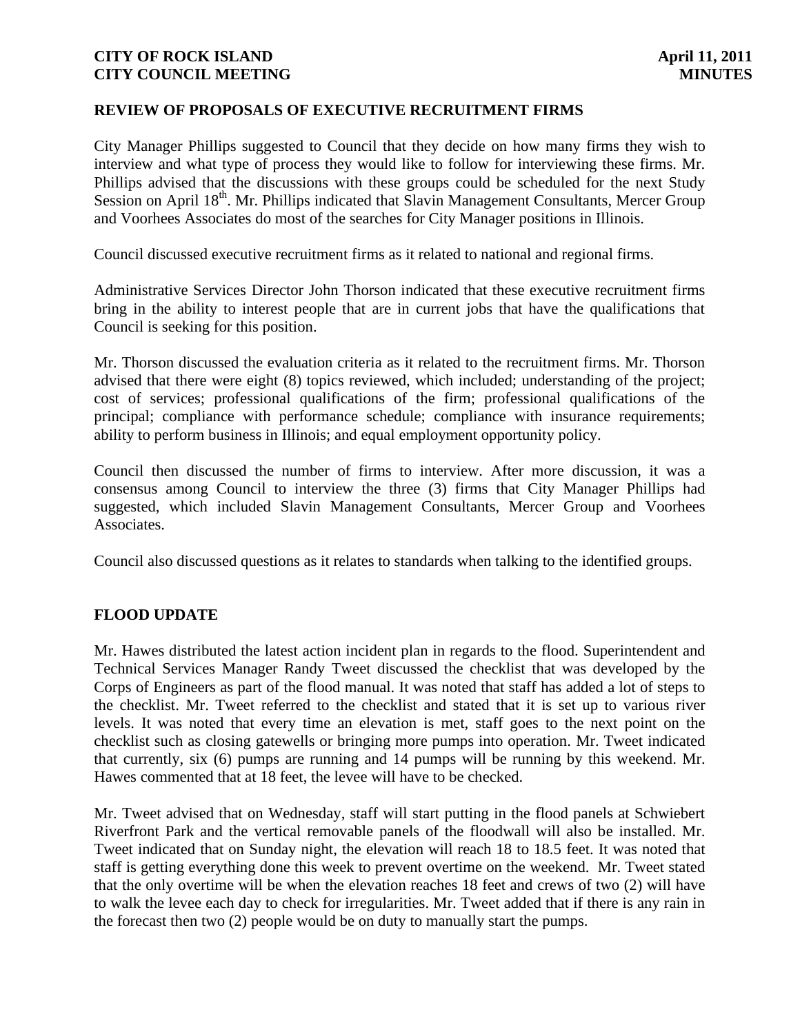## REVIEW OF PROPOSALS OF EXECUTIVE RECRUITMENT FIRMS

City Manager Phillips suggested to Council that they decide on how many firms they wish to interview and what type of process they would like to follow for interviewing these firms. Mr. Phillips advised that the discussions with these groups could be scheduled for the next Study Session on April 18th. Mr. Phillips indicated that Slavin Management Consultants, Mercer Group and Voorhees Associates do most of the searches for City Manager positions in Illinois.

Council discussed executive recruitment firms as it related to national and regional firms.

Administrative Services Director John Thorson indicated that these executive recruitment firms bring in the ability to interest people that are in current jobs that have the qualifications that Council is seeking for this position.

Mr. Thorson discussed the evaluation criteria as it related to the recruitment firms. Mr. Thorson advised that there were eight (8) topics reviewed, which included; understanding of the project; cost of services; professional qualifications of the firm; professional qualifications of the principal; compliance with performance schedule; compliance with insurance requirements; ability to perform business in Illinois; and equal employment opportunity policy.

Council then discussed the number of firms to interview. After more discussion, it was a consensus among Council to interview the three (3) firms that City Manager Phillips had suggested, which included Slavin Management Consultants, Mercer Group and Voorhees Associates.

Council also discussed questions as it relates to standards when talking to the identified groups.

## FLOOD UPDATE

Mr. Hawes distributed the latest action incident plan in regards to the flood. Superintendent and Technical Services Manager Randy Tweet discussed the checklist that was developed by the Corps of Engineers as part of the flood manual. It was noted that staff has added a lot of steps to the checklist. Mr. Tweet referred to the checklist and stated that it is set up to various river levels. It was noted that every time an elevation is met, staff goes to the next point on the checklist such as closing gatewells or bringing more pumps into operation. Mr. Tweet indicated that currently, six (6) pumps are running and 14 pumps will be running by this weekend. Mr. Hawes commented that at 18 feet, the levee will have to be checked.

Mr. Tweet advised that on Wednesday, staff will start putting in the flood panels at Schwiebert Riverfront Park and the vertical removable panels of the floodwall will also be installed. Mr. Tweet indicated that on Sunday night, the elevation will reach 18 to 18.5 feet. It was noted that staff is getting everything done this week to prevent overtime on the weekend. Mr. Tweet stated that the only overtime will be when the elevation reaches 18 feet and crews of two (2) will have to walk the levee each day to check for irregularities. Mr. Tweet added that if there is any rain in the forecast then two (2) people would be on duty to manually start the pumps.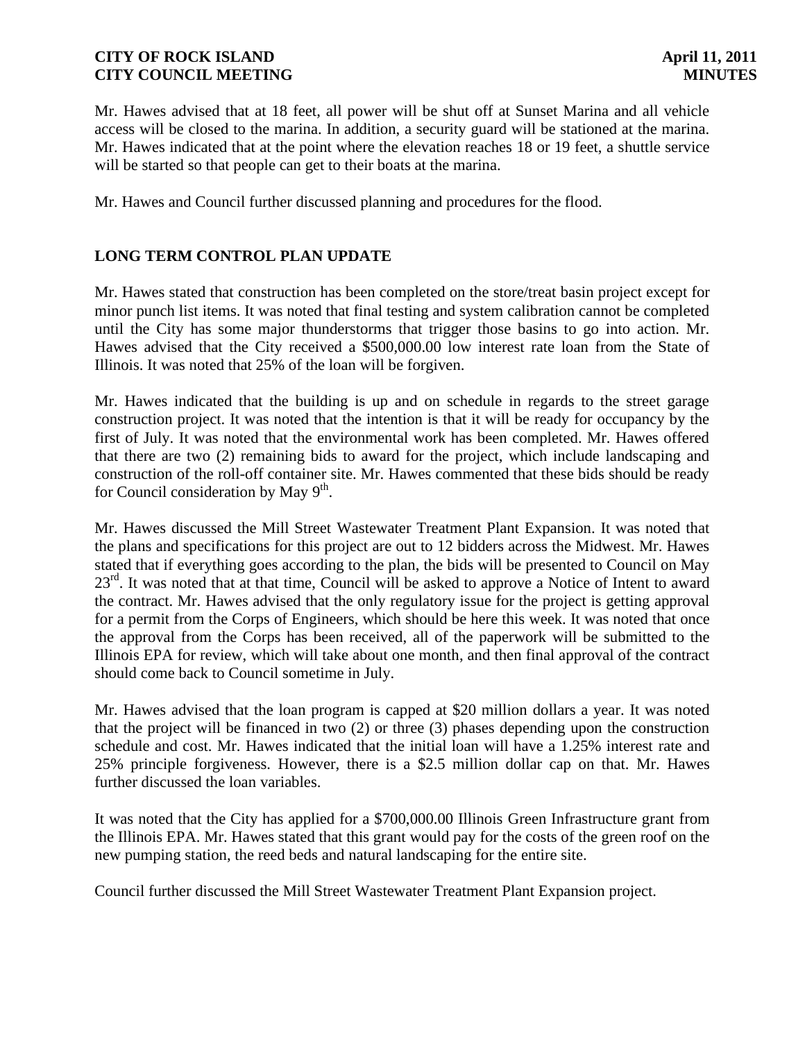Mr. Hawes advised that at 18 feet, all power will be shut off at Sunset Marina and all vehicle access will be closed to the marina. In addition, a security guard will be stationed at the marina. Mr. Hawes indicated that at the point where the elevation reaches 18 or 19 feet, a shuttle service will be started so that people can get to their boats at the marina.

Mr. Hawes and Council further discussed planning and procedures for the flood.

## LONG TERM CONTROL PLAN UPDATE

Mr. Hawes stated that construction has been completed on the store/treat basin project except for minor punch list items. It was noted that final testing and system calibration cannot be completed until the City has some major thunderstorms that trigger those basins to go into action. Mr. Hawes advised that the City received a $500,000.00 low interest rate loan from the State of Illinois. It was noted that 25% of the loan will be forgiven.

Mr. Hawes indicated that the building is up and on schedule in regards to the street garage construction project. It was noted that the intention is that it will be ready for occupancy by the first of July. It was noted that the environmental work has been completed. Mr. Hawes offered that there are two (2) remaining bids to award for the project, which include landscaping and construction of the roll-off container site. Mr. Hawes commented that these bids should be ready for Council consideration by May 9th.

Mr. Hawes discussed the Mill Street Wastewater Treatment Plant Expansion. It was noted that the plans and specifications for this project are out to 12 bidders across the Midwest. Mr. Hawes stated that if everything goes according to the plan, the bids will be presented to Council on May 23rd. It was noted that at that time, Council will be asked to approve a Notice of Intent to award the contract. Mr. Hawes advised that the only regulatory issue for the project is getting approval for a permit from the Corps of Engineers, which should be here this week. It was noted that once the approval from the Corps has been received, all of the paperwork will be submitted to the Illinois EPA for review, which will take about one month, and then final approval of the contract should come back to Council sometime in July.

Mr. Hawes advised that the loan program is capped at $20 million dollars a year. It was noted that the project will be financed in two (2) or three (3) phases depending upon the construction schedule and cost. Mr. Hawes indicated that the initial loan will have a 1.25% interest rate and 25% principle forgiveness. However, there is a $2.5 million dollar cap on that. Mr. Hawes further discussed the loan variables.

It was noted that the City has applied for a $700,000.00 Illinois Green Infrastructure grant from the Illinois EPA. Mr. Hawes stated that this grant would pay for the costs of the green roof on the new pumping station, the reed beds and natural landscaping for the entire site.

Council further discussed the Mill Street Wastewater Treatment Plant Expansion project.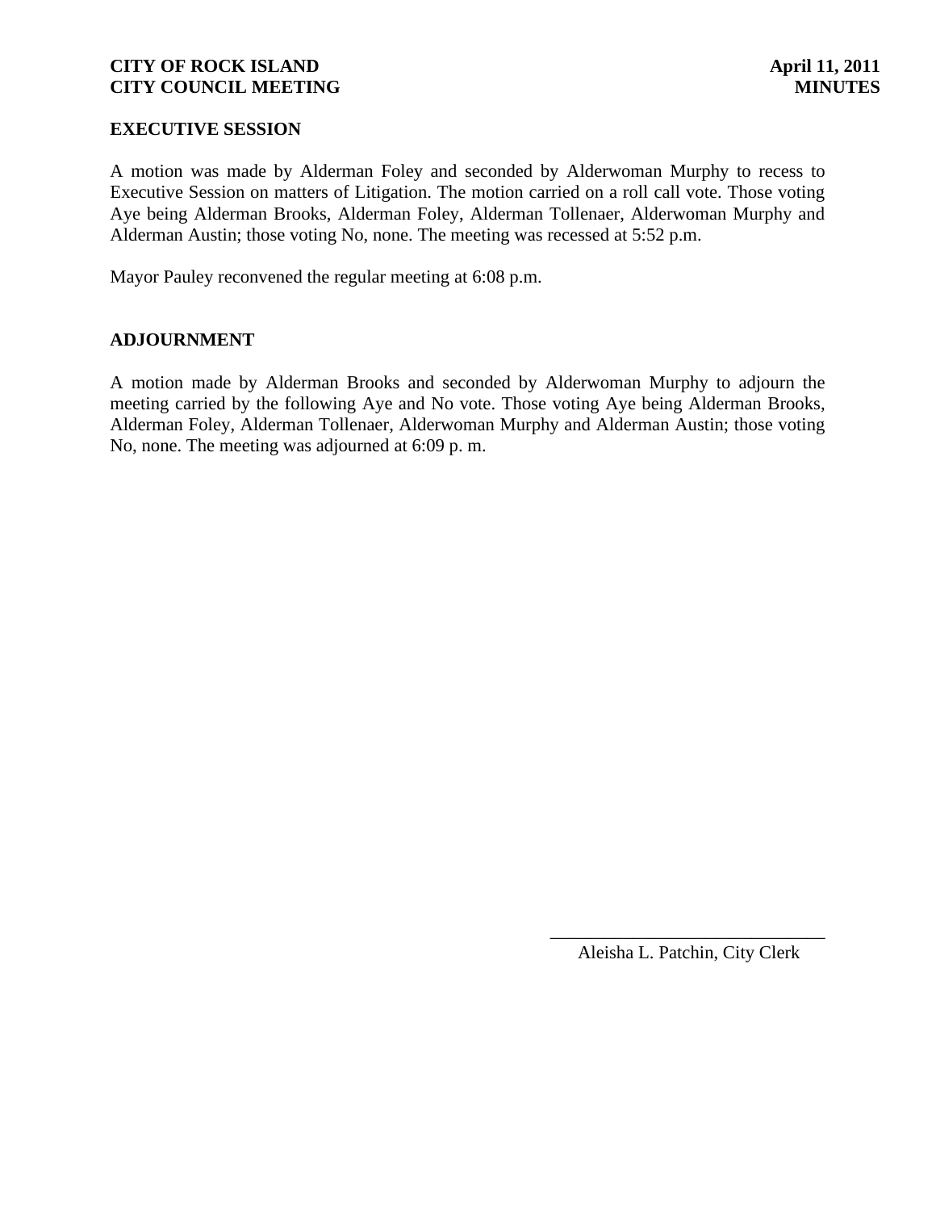## EXECUTIVE SESSION

A motion was made by Alderman Foley and seconded by Alderwoman Murphy to recess to Executive Session on matters of Litigation. The motion carried on a roll call vote. Those voting Aye being Alderman Brooks, Alderman Foley, Alderman Tollenaer, Alderwoman Murphy and Alderman Austin; those voting No, none. The meeting was recessed at 5:52 p.m.

Mayor Pauley reconvened the regular meeting at 6:08 p.m.

## ADJOURNMENT

A motion made by Alderman Brooks and seconded by Alderwoman Murphy to adjourn the meeting carried by the following Aye and No vote. Those voting Aye being Alderman Brooks, Alderman Foley, Alderman Tollenaer, Alderwoman Murphy and Alderman Austin; those voting No, none. The meeting was adjourned at 6:09 p. m.

\_\_\_\_\_\_\_\_\_\_\_\_\_\_\_\_\_\_\_\_\_\_\_\_\_\_\_\_\_\_

Aleisha L. Patchin, City Clerk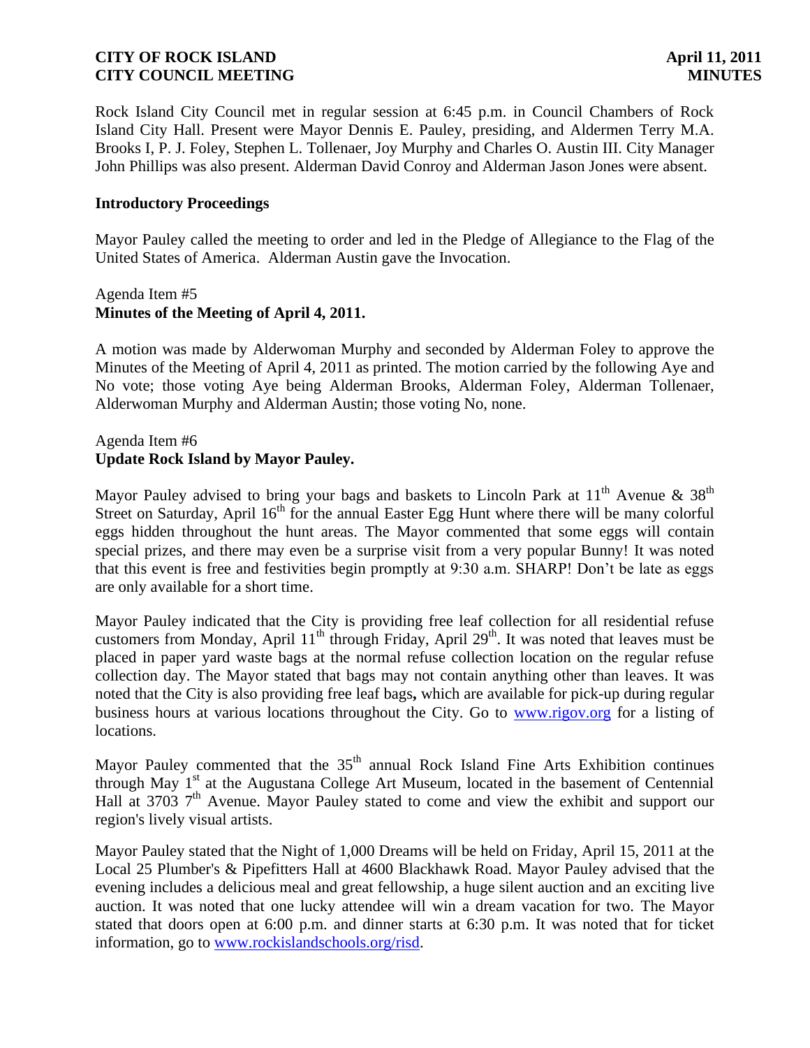Rock Island City Council met in regular session at 6:45 p.m. in Council Chambers of Rock Island City Hall. Present were Mayor Dennis E. Pauley, presiding, and Aldermen Terry M.A. Brooks I, P. J. Foley, Stephen L. Tollenaer, Joy Murphy and Charles O. Austin III. City Manager John Phillips was also present. Alderman David Conroy and Alderman Jason Jones were absent.

### Introductory Proceedings

Mayor Pauley called the meeting to order and led in the Pledge of Allegiance to the Flag of the United States of America. Alderman Austin gave the Invocation.

Agenda Item #5
**Minutes of the Meeting of April 4, 2011.**

A motion was made by Alderwoman Murphy and seconded by Alderman Foley to approve the Minutes of the Meeting of April 4, 2011 as printed. The motion carried by the following Aye and No vote; those voting Aye being Alderman Brooks, Alderman Foley, Alderman Tollenaer, Alderwoman Murphy and Alderman Austin; those voting No, none.

Agenda Item #6
**Update Rock Island by Mayor Pauley.**

Mayor Pauley advised to bring your bags and baskets to Lincoln Park at 11th Avenue & 38th Street on Saturday, April 16th for the annual Easter Egg Hunt where there will be many colorful eggs hidden throughout the hunt areas. The Mayor commented that some eggs will contain special prizes, and there may even be a surprise visit from a very popular Bunny! It was noted that this event is free and festivities begin promptly at 9:30 a.m. SHARP! Don't be late as eggs are only available for a short time.

Mayor Pauley indicated that the City is providing free leaf collection for all residential refuse customers from Monday, April 11th through Friday, April 29th. It was noted that leaves must be placed in paper yard waste bags at the normal refuse collection location on the regular refuse collection day. The Mayor stated that bags may not contain anything other than leaves. It was noted that the City is also providing free leaf bags**,** which are available for pick-up during regular business hours at various locations throughout the City. Go to www.rigov.org for a listing of locations.

Mayor Pauley commented that the 35th annual Rock Island Fine Arts Exhibition continues through May 1st at the Augustana College Art Museum, located in the basement of Centennial Hall at 3703 7th Avenue. Mayor Pauley stated to come and view the exhibit and support our region's lively visual artists.

Mayor Pauley stated that the Night of 1,000 Dreams will be held on Friday, April 15, 2011 at the Local 25 Plumber's & Pipefitters Hall at 4600 Blackhawk Road. Mayor Pauley advised that the evening includes a delicious meal and great fellowship, a huge silent auction and an exciting live auction. It was noted that one lucky attendee will win a dream vacation for two. The Mayor stated that doors open at 6:00 p.m. and dinner starts at 6:30 p.m. It was noted that for ticket information, go to www.rockislandschools.org/risd.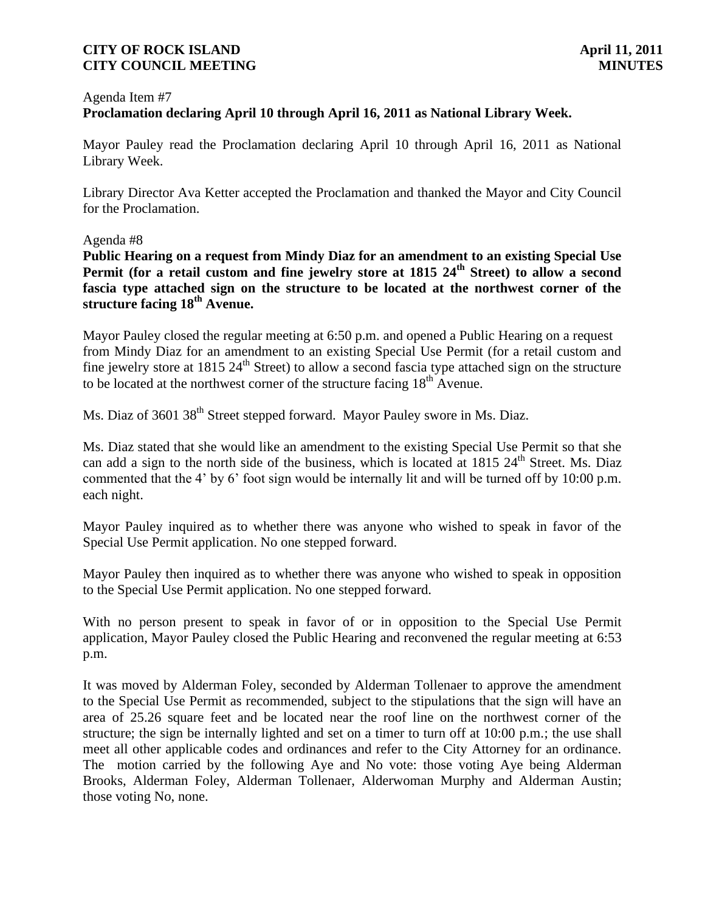Agenda Item #7

**Proclamation declaring April 10 through April 16, 2011 as National Library Week.**

Mayor Pauley read the Proclamation declaring April 10 through April 16, 2011 as National Library Week.

Library Director Ava Ketter accepted the Proclamation and thanked the Mayor and City Council for the Proclamation.

Agenda #8

**Public Hearing on a request from Mindy Diaz for an amendment to an existing Special Use Permit (for a retail custom and fine jewelry store at 1815 24th Street) to allow a second fascia type attached sign on the structure to be located at the northwest corner of the structure facing 18th Avenue.**

Mayor Pauley closed the regular meeting at 6:50 p.m. and opened a Public Hearing on a request from Mindy Diaz for an amendment to an existing Special Use Permit (for a retail custom and fine jewelry store at 1815 24th Street) to allow a second fascia type attached sign on the structure to be located at the northwest corner of the structure facing 18th Avenue.

Ms. Diaz of 3601 38th Street stepped forward. Mayor Pauley swore in Ms. Diaz.

Ms. Diaz stated that she would like an amendment to the existing Special Use Permit so that she can add a sign to the north side of the business, which is located at 1815 24th Street. Ms. Diaz commented that the 4' by 6' foot sign would be internally lit and will be turned off by 10:00 p.m. each night.

Mayor Pauley inquired as to whether there was anyone who wished to speak in favor of the Special Use Permit application. No one stepped forward.

Mayor Pauley then inquired as to whether there was anyone who wished to speak in opposition to the Special Use Permit application. No one stepped forward.

With no person present to speak in favor of or in opposition to the Special Use Permit application, Mayor Pauley closed the Public Hearing and reconvened the regular meeting at 6:53 p.m.

It was moved by Alderman Foley, seconded by Alderman Tollenaer to approve the amendment to the Special Use Permit as recommended, subject to the stipulations that the sign will have an area of 25.26 square feet and be located near the roof line on the northwest corner of the structure; the sign be internally lighted and set on a timer to turn off at 10:00 p.m.; the use shall meet all other applicable codes and ordinances and refer to the City Attorney for an ordinance. The motion carried by the following Aye and No vote: those voting Aye being Alderman Brooks, Alderman Foley, Alderman Tollenaer, Alderwoman Murphy and Alderman Austin; those voting No, none.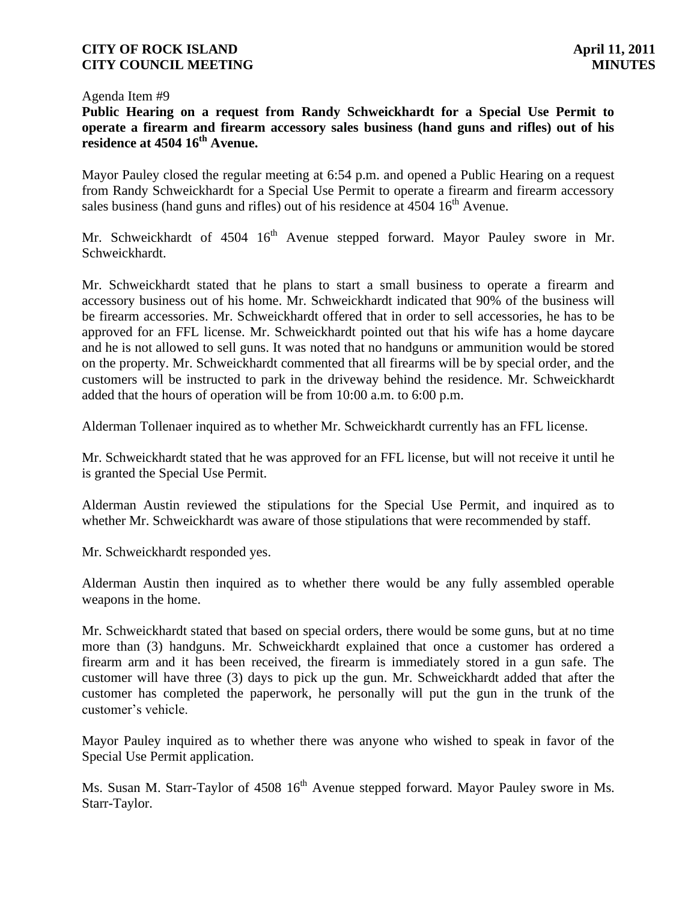Agenda Item #9

**Public Hearing on a request from Randy Schweickhardt for a Special Use Permit to operate a firearm and firearm accessory sales business (hand guns and rifles) out of his residence at 4504 16th Avenue.**

Mayor Pauley closed the regular meeting at 6:54 p.m. and opened a Public Hearing on a request from Randy Schweickhardt for a Special Use Permit to operate a firearm and firearm accessory sales business (hand guns and rifles) out of his residence at 4504 16th Avenue.

Mr. Schweickhardt of 4504 16th Avenue stepped forward. Mayor Pauley swore in Mr. Schweickhardt.

Mr. Schweickhardt stated that he plans to start a small business to operate a firearm and accessory business out of his home. Mr. Schweickhardt indicated that 90% of the business will be firearm accessories. Mr. Schweickhardt offered that in order to sell accessories, he has to be approved for an FFL license. Mr. Schweickhardt pointed out that his wife has a home daycare and he is not allowed to sell guns. It was noted that no handguns or ammunition would be stored on the property. Mr. Schweickhardt commented that all firearms will be by special order, and the customers will be instructed to park in the driveway behind the residence. Mr. Schweickhardt added that the hours of operation will be from 10:00 a.m. to 6:00 p.m.

Alderman Tollenaer inquired as to whether Mr. Schweickhardt currently has an FFL license.

Mr. Schweickhardt stated that he was approved for an FFL license, but will not receive it until he is granted the Special Use Permit.

Alderman Austin reviewed the stipulations for the Special Use Permit, and inquired as to whether Mr. Schweickhardt was aware of those stipulations that were recommended by staff.

Mr. Schweickhardt responded yes.

Alderman Austin then inquired as to whether there would be any fully assembled operable weapons in the home.

Mr. Schweickhardt stated that based on special orders, there would be some guns, but at no time more than (3) handguns. Mr. Schweickhardt explained that once a customer has ordered a firearm arm and it has been received, the firearm is immediately stored in a gun safe. The customer will have three (3) days to pick up the gun. Mr. Schweickhardt added that after the customer has completed the paperwork, he personally will put the gun in the trunk of the customer's vehicle.

Mayor Pauley inquired as to whether there was anyone who wished to speak in favor of the Special Use Permit application.

Ms. Susan M. Starr-Taylor of 4508 16th Avenue stepped forward. Mayor Pauley swore in Ms. Starr-Taylor.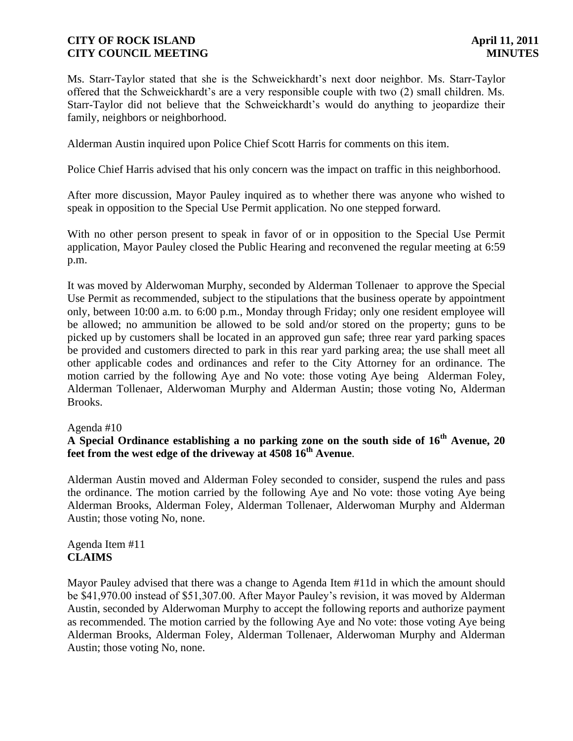Ms. Starr-Taylor stated that she is the Schweickhardt's next door neighbor. Ms. Starr-Taylor offered that the Schweickhardt's are a very responsible couple with two (2) small children. Ms. Starr-Taylor did not believe that the Schweickhardt's would do anything to jeopardize their family, neighbors or neighborhood.

Alderman Austin inquired upon Police Chief Scott Harris for comments on this item.

Police Chief Harris advised that his only concern was the impact on traffic in this neighborhood.

After more discussion, Mayor Pauley inquired as to whether there was anyone who wished to speak in opposition to the Special Use Permit application. No one stepped forward.

With no other person present to speak in favor of or in opposition to the Special Use Permit application, Mayor Pauley closed the Public Hearing and reconvened the regular meeting at 6:59 p.m.

It was moved by Alderwoman Murphy, seconded by Alderman Tollenaer to approve the Special Use Permit as recommended, subject to the stipulations that the business operate by appointment only, between 10:00 a.m. to 6:00 p.m., Monday through Friday; only one resident employee will be allowed; no ammunition be allowed to be sold and/or stored on the property; guns to be picked up by customers shall be located in an approved gun safe; three rear yard parking spaces be provided and customers directed to park in this rear yard parking area; the use shall meet all other applicable codes and ordinances and refer to the City Attorney for an ordinance. The motion carried by the following Aye and No vote: those voting Aye being Alderman Foley, Alderman Tollenaer, Alderwoman Murphy and Alderman Austin; those voting No, Alderman Brooks.

Agenda #10

**A Special Ordinance establishing a no parking zone on the south side of 16th Avenue, 20 feet from the west edge of the driveway at 4508 16th Avenue**.

Alderman Austin moved and Alderman Foley seconded to consider, suspend the rules and pass the ordinance. The motion carried by the following Aye and No vote: those voting Aye being Alderman Brooks, Alderman Foley, Alderman Tollenaer, Alderwoman Murphy and Alderman Austin; those voting No, none.

Agenda Item #11

**CLAIMS**

Mayor Pauley advised that there was a change to Agenda Item #11d in which the amount should be $41,970.00 instead of $51,307.00. After Mayor Pauley's revision, it was moved by Alderman Austin, seconded by Alderwoman Murphy to accept the following reports and authorize payment as recommended. The motion carried by the following Aye and No vote: those voting Aye being Alderman Brooks, Alderman Foley, Alderman Tollenaer, Alderwoman Murphy and Alderman Austin; those voting No, none.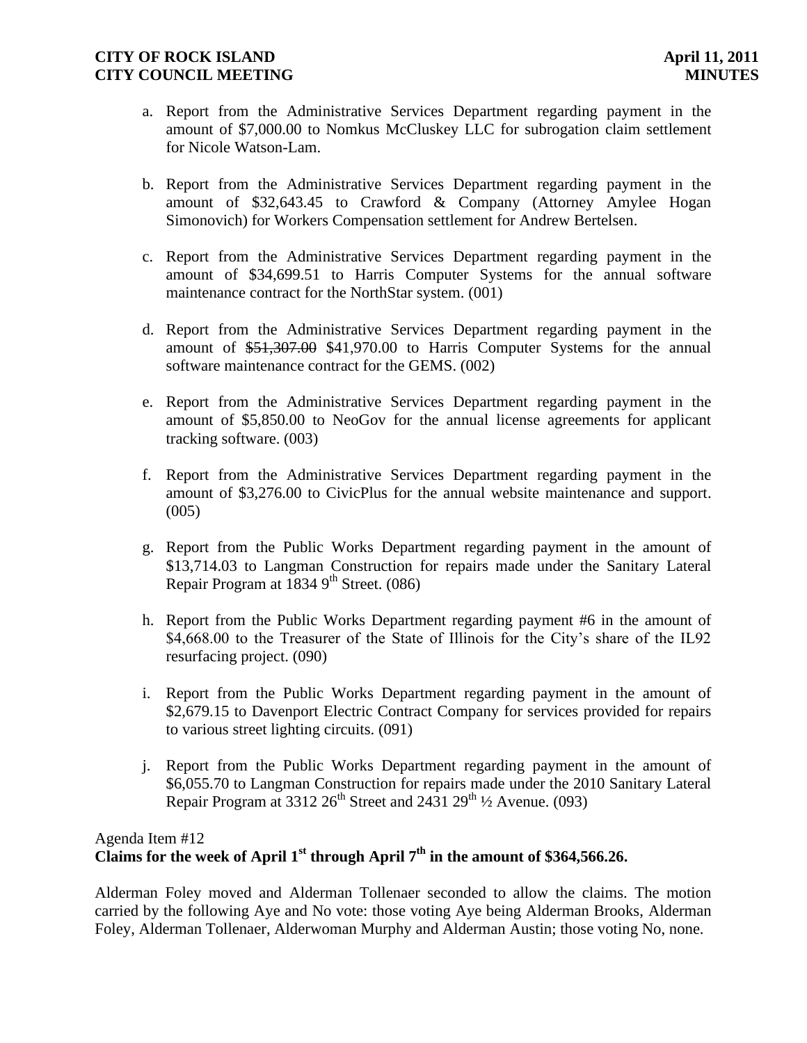a. Report from the Administrative Services Department regarding payment in the amount of $7,000.00 to Nomkus McCluskey LLC for subrogation claim settlement for Nicole Watson-Lam.

b. Report from the Administrative Services Department regarding payment in the amount of $32,643.45 to Crawford & Company (Attorney Amylee Hogan Simonovich) for Workers Compensation settlement for Andrew Bertelsen.

c. Report from the Administrative Services Department regarding payment in the amount of $34,699.51 to Harris Computer Systems for the annual software maintenance contract for the NorthStar system. (001)

d. Report from the Administrative Services Department regarding payment in the amount of ~~$51,307.00~~ $41,970.00 to Harris Computer Systems for the annual software maintenance contract for the GEMS. (002)

e. Report from the Administrative Services Department regarding payment in the amount of $5,850.00 to NeoGov for the annual license agreements for applicant tracking software. (003)

f. Report from the Administrative Services Department regarding payment in the amount of $3,276.00 to CivicPlus for the annual website maintenance and support. (005)

g. Report from the Public Works Department regarding payment in the amount of $13,714.03 to Langman Construction for repairs made under the Sanitary Lateral Repair Program at 1834 9th Street. (086)

h. Report from the Public Works Department regarding payment #6 in the amount of $4,668.00 to the Treasurer of the State of Illinois for the City's share of the IL92 resurfacing project. (090)

i. Report from the Public Works Department regarding payment in the amount of $2,679.15 to Davenport Electric Contract Company for services provided for repairs to various street lighting circuits. (091)

j. Report from the Public Works Department regarding payment in the amount of $6,055.70 to Langman Construction for repairs made under the 2010 Sanitary Lateral Repair Program at 3312 26th Street and 2431 29th ½ Avenue. (093)

Agenda Item #12
**Claims for the week of April 1st through April 7th in the amount of $364,566.26.**

Alderman Foley moved and Alderman Tollenaer seconded to allow the claims. The motion carried by the following Aye and No vote: those voting Aye being Alderman Brooks, Alderman Foley, Alderman Tollenaer, Alderwoman Murphy and Alderman Austin; those voting No, none.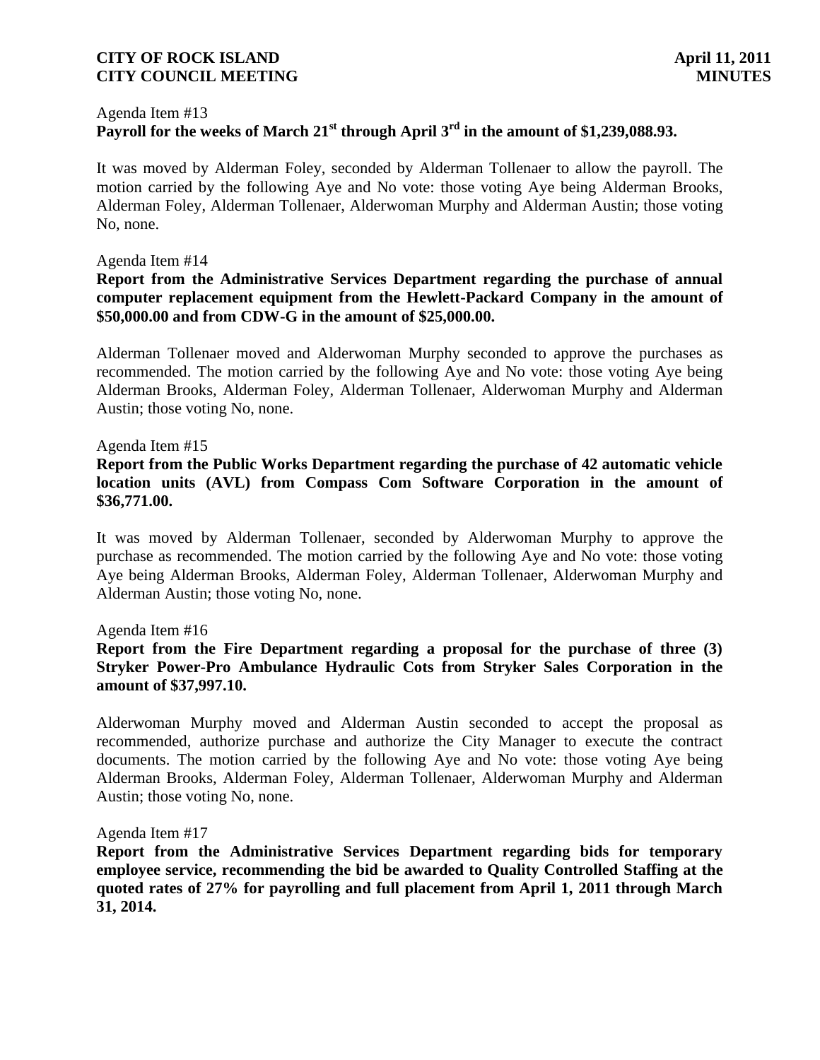Agenda Item #13

**Payroll for the weeks of March 21st through April 3rd in the amount of $1,239,088.93.**

It was moved by Alderman Foley, seconded by Alderman Tollenaer to allow the payroll. The motion carried by the following Aye and No vote: those voting Aye being Alderman Brooks, Alderman Foley, Alderman Tollenaer, Alderwoman Murphy and Alderman Austin; those voting No, none.

Agenda Item #14

**Report from the Administrative Services Department regarding the purchase of annual computer replacement equipment from the Hewlett-Packard Company in the amount of $50,000.00 and from CDW-G in the amount of $25,000.00.**

Alderman Tollenaer moved and Alderwoman Murphy seconded to approve the purchases as recommended. The motion carried by the following Aye and No vote: those voting Aye being Alderman Brooks, Alderman Foley, Alderman Tollenaer, Alderwoman Murphy and Alderman Austin; those voting No, none.

Agenda Item #15

**Report from the Public Works Department regarding the purchase of 42 automatic vehicle location units (AVL) from Compass Com Software Corporation in the amount of $36,771.00.**

It was moved by Alderman Tollenaer, seconded by Alderwoman Murphy to approve the purchase as recommended. The motion carried by the following Aye and No vote: those voting Aye being Alderman Brooks, Alderman Foley, Alderman Tollenaer, Alderwoman Murphy and Alderman Austin; those voting No, none.

Agenda Item #16

**Report from the Fire Department regarding a proposal for the purchase of three (3) Stryker Power-Pro Ambulance Hydraulic Cots from Stryker Sales Corporation in the amount of $37,997.10.**

Alderwoman Murphy moved and Alderman Austin seconded to accept the proposal as recommended, authorize purchase and authorize the City Manager to execute the contract documents. The motion carried by the following Aye and No vote: those voting Aye being Alderman Brooks, Alderman Foley, Alderman Tollenaer, Alderwoman Murphy and Alderman Austin; those voting No, none.

Agenda Item #17

**Report from the Administrative Services Department regarding bids for temporary employee service, recommending the bid be awarded to Quality Controlled Staffing at the quoted rates of 27% for payrolling and full placement from April 1, 2011 through March 31, 2014.**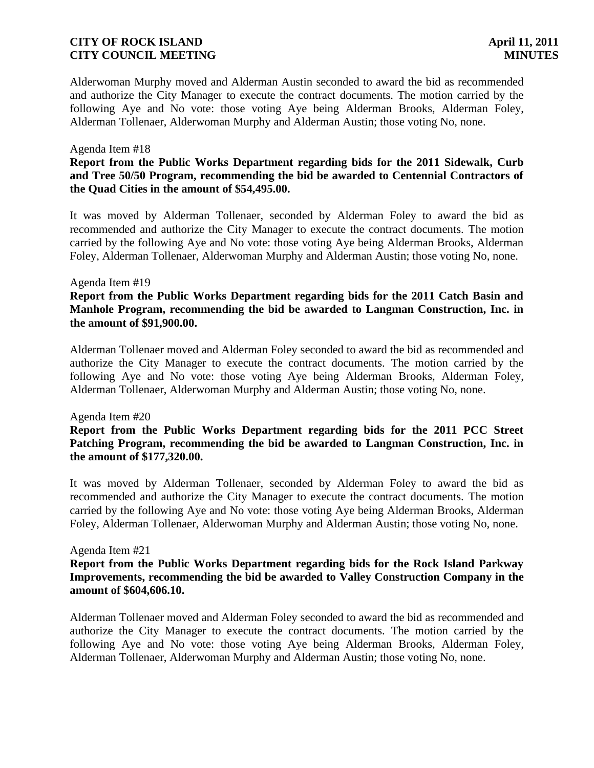Alderwoman Murphy moved and Alderman Austin seconded to award the bid as recommended and authorize the City Manager to execute the contract documents. The motion carried by the following Aye and No vote: those voting Aye being Alderman Brooks, Alderman Foley, Alderman Tollenaer, Alderwoman Murphy and Alderman Austin; those voting No, none.

Agenda Item #18

**Report from the Public Works Department regarding bids for the 2011 Sidewalk, Curb and Tree 50/50 Program, recommending the bid be awarded to Centennial Contractors of the Quad Cities in the amount of $54,495.00.**

It was moved by Alderman Tollenaer, seconded by Alderman Foley to award the bid as recommended and authorize the City Manager to execute the contract documents. The motion carried by the following Aye and No vote: those voting Aye being Alderman Brooks, Alderman Foley, Alderman Tollenaer, Alderwoman Murphy and Alderman Austin; those voting No, none.

Agenda Item #19

**Report from the Public Works Department regarding bids for the 2011 Catch Basin and Manhole Program, recommending the bid be awarded to Langman Construction, Inc. in the amount of $91,900.00.**

Alderman Tollenaer moved and Alderman Foley seconded to award the bid as recommended and authorize the City Manager to execute the contract documents. The motion carried by the following Aye and No vote: those voting Aye being Alderman Brooks, Alderman Foley, Alderman Tollenaer, Alderwoman Murphy and Alderman Austin; those voting No, none.

Agenda Item #20

**Report from the Public Works Department regarding bids for the 2011 PCC Street Patching Program, recommending the bid be awarded to Langman Construction, Inc. in the amount of $177,320.00.**

It was moved by Alderman Tollenaer, seconded by Alderman Foley to award the bid as recommended and authorize the City Manager to execute the contract documents. The motion carried by the following Aye and No vote: those voting Aye being Alderman Brooks, Alderman Foley, Alderman Tollenaer, Alderwoman Murphy and Alderman Austin; those voting No, none.

Agenda Item #21

**Report from the Public Works Department regarding bids for the Rock Island Parkway Improvements, recommending the bid be awarded to Valley Construction Company in the amount of $604,606.10.**

Alderman Tollenaer moved and Alderman Foley seconded to award the bid as recommended and authorize the City Manager to execute the contract documents. The motion carried by the following Aye and No vote: those voting Aye being Alderman Brooks, Alderman Foley, Alderman Tollenaer, Alderwoman Murphy and Alderman Austin; those voting No, none.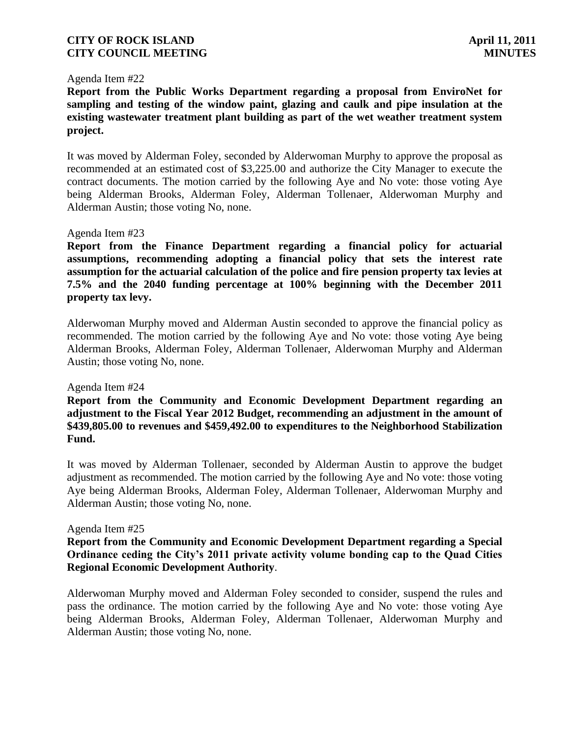Agenda Item #22

**Report from the Public Works Department regarding a proposal from EnviroNet for sampling and testing of the window paint, glazing and caulk and pipe insulation at the existing wastewater treatment plant building as part of the wet weather treatment system project.**

It was moved by Alderman Foley, seconded by Alderwoman Murphy to approve the proposal as recommended at an estimated cost of $3,225.00 and authorize the City Manager to execute the contract documents. The motion carried by the following Aye and No vote: those voting Aye being Alderman Brooks, Alderman Foley, Alderman Tollenaer, Alderwoman Murphy and Alderman Austin; those voting No, none.

Agenda Item #23

**Report from the Finance Department regarding a financial policy for actuarial assumptions, recommending adopting a financial policy that sets the interest rate assumption for the actuarial calculation of the police and fire pension property tax levies at 7.5% and the 2040 funding percentage at 100% beginning with the December 2011 property tax levy.**

Alderwoman Murphy moved and Alderman Austin seconded to approve the financial policy as recommended. The motion carried by the following Aye and No vote: those voting Aye being Alderman Brooks, Alderman Foley, Alderman Tollenaer, Alderwoman Murphy and Alderman Austin; those voting No, none.

Agenda Item #24

**Report from the Community and Economic Development Department regarding an adjustment to the Fiscal Year 2012 Budget, recommending an adjustment in the amount of $439,805.00 to revenues and $459,492.00 to expenditures to the Neighborhood Stabilization Fund.**

It was moved by Alderman Tollenaer, seconded by Alderman Austin to approve the budget adjustment as recommended. The motion carried by the following Aye and No vote: those voting Aye being Alderman Brooks, Alderman Foley, Alderman Tollenaer, Alderwoman Murphy and Alderman Austin; those voting No, none.

Agenda Item #25

**Report from the Community and Economic Development Department regarding a Special Ordinance ceding the City's 2011 private activity volume bonding cap to the Quad Cities Regional Economic Development Authority**.

Alderwoman Murphy moved and Alderman Foley seconded to consider, suspend the rules and pass the ordinance. The motion carried by the following Aye and No vote: those voting Aye being Alderman Brooks, Alderman Foley, Alderman Tollenaer, Alderwoman Murphy and Alderman Austin; those voting No, none.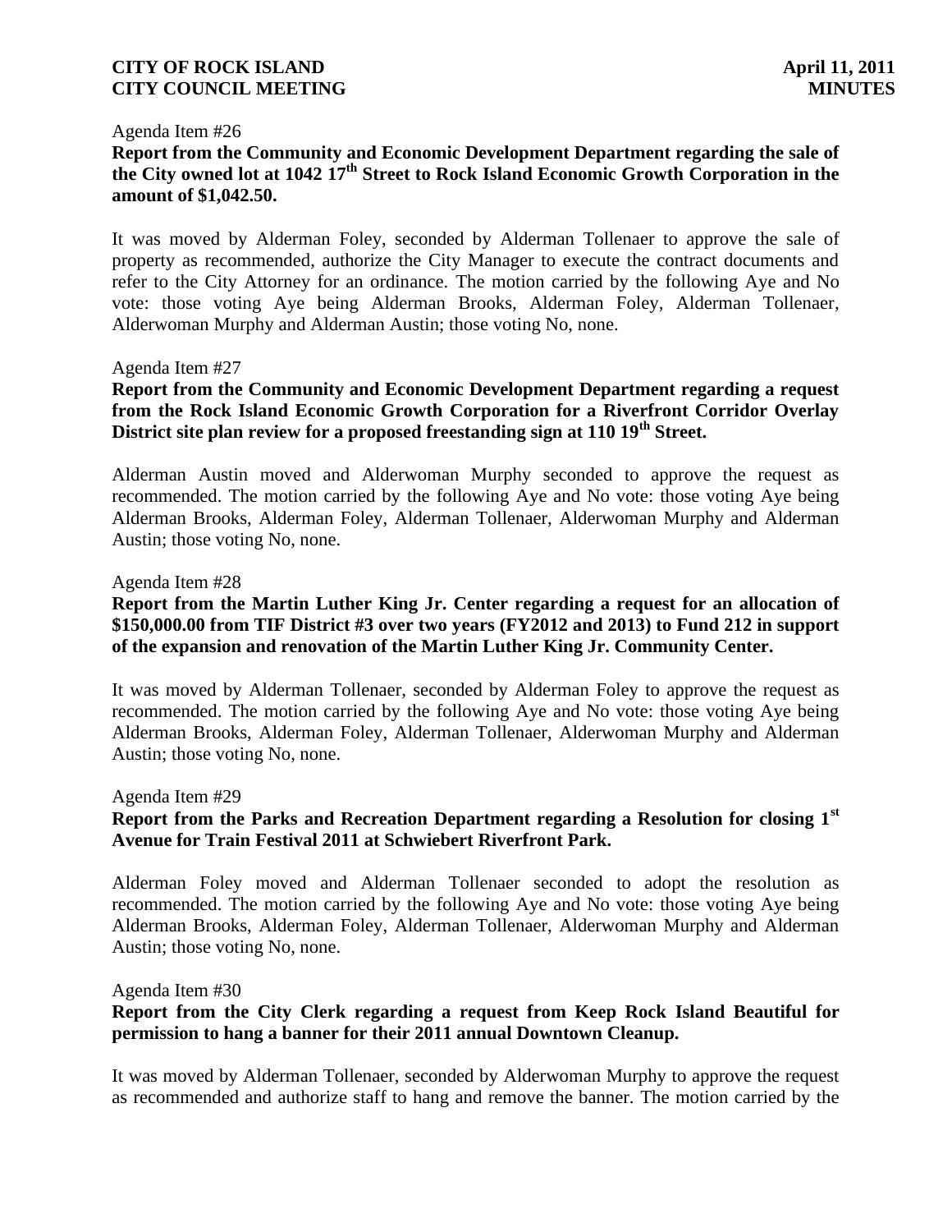Agenda Item #26

**Report from the Community and Economic Development Department regarding the sale of the City owned lot at 1042 17th Street to Rock Island Economic Growth Corporation in the amount of $1,042.50.**

It was moved by Alderman Foley, seconded by Alderman Tollenaer to approve the sale of property as recommended, authorize the City Manager to execute the contract documents and refer to the City Attorney for an ordinance. The motion carried by the following Aye and No vote: those voting Aye being Alderman Brooks, Alderman Foley, Alderman Tollenaer, Alderwoman Murphy and Alderman Austin; those voting No, none.

Agenda Item #27

**Report from the Community and Economic Development Department regarding a request from the Rock Island Economic Growth Corporation for a Riverfront Corridor Overlay District site plan review for a proposed freestanding sign at 110 19th Street.**

Alderman Austin moved and Alderwoman Murphy seconded to approve the request as recommended. The motion carried by the following Aye and No vote: those voting Aye being Alderman Brooks, Alderman Foley, Alderman Tollenaer, Alderwoman Murphy and Alderman Austin; those voting No, none.

Agenda Item #28

**Report from the Martin Luther King Jr. Center regarding a request for an allocation of $150,000.00 from TIF District #3 over two years (FY2012 and 2013) to Fund 212 in support of the expansion and renovation of the Martin Luther King Jr. Community Center.**

It was moved by Alderman Tollenaer, seconded by Alderman Foley to approve the request as recommended. The motion carried by the following Aye and No vote: those voting Aye being Alderman Brooks, Alderman Foley, Alderman Tollenaer, Alderwoman Murphy and Alderman Austin; those voting No, none.

Agenda Item #29

**Report from the Parks and Recreation Department regarding a Resolution for closing 1st Avenue for Train Festival 2011 at Schwiebert Riverfront Park.**

Alderman Foley moved and Alderman Tollenaer seconded to adopt the resolution as recommended. The motion carried by the following Aye and No vote: those voting Aye being Alderman Brooks, Alderman Foley, Alderman Tollenaer, Alderwoman Murphy and Alderman Austin; those voting No, none.

Agenda Item #30

**Report from the City Clerk regarding a request from Keep Rock Island Beautiful for permission to hang a banner for their 2011 annual Downtown Cleanup.**

It was moved by Alderman Tollenaer, seconded by Alderwoman Murphy to approve the request as recommended and authorize staff to hang and remove the banner. The motion carried by the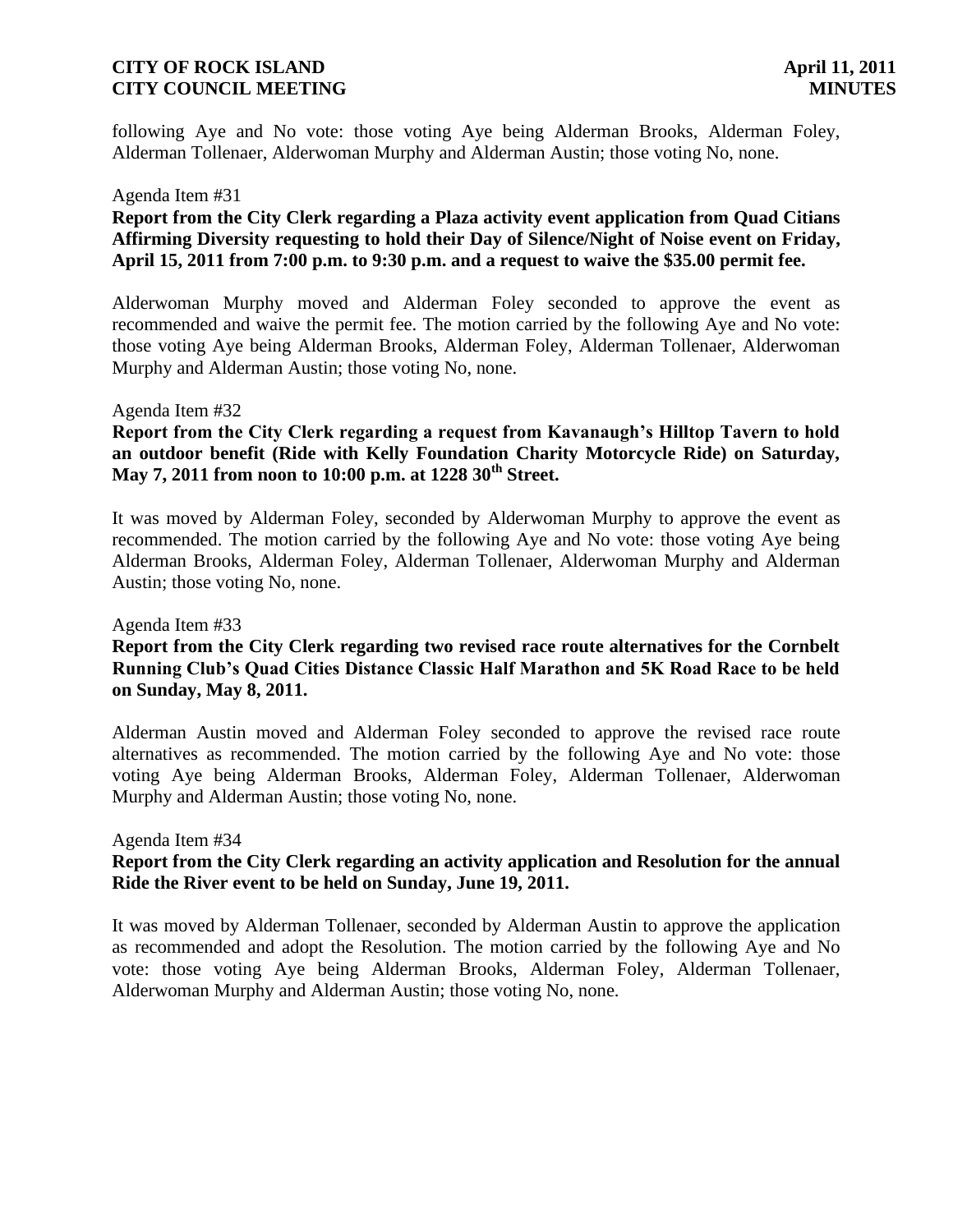following Aye and No vote: those voting Aye being Alderman Brooks, Alderman Foley, Alderman Tollenaer, Alderwoman Murphy and Alderman Austin; those voting No, none.

Agenda Item #31

**Report from the City Clerk regarding a Plaza activity event application from Quad Citians Affirming Diversity requesting to hold their Day of Silence/Night of Noise event on Friday, April 15, 2011 from 7:00 p.m. to 9:30 p.m. and a request to waive the $35.00 permit fee.**

Alderwoman Murphy moved and Alderman Foley seconded to approve the event as recommended and waive the permit fee. The motion carried by the following Aye and No vote: those voting Aye being Alderman Brooks, Alderman Foley, Alderman Tollenaer, Alderwoman Murphy and Alderman Austin; those voting No, none.

Agenda Item #32

**Report from the City Clerk regarding a request from Kavanaugh's Hilltop Tavern to hold an outdoor benefit (Ride with Kelly Foundation Charity Motorcycle Ride) on Saturday, May 7, 2011 from noon to 10:00 p.m. at 1228 30th Street.**

It was moved by Alderman Foley, seconded by Alderwoman Murphy to approve the event as recommended. The motion carried by the following Aye and No vote: those voting Aye being Alderman Brooks, Alderman Foley, Alderman Tollenaer, Alderwoman Murphy and Alderman Austin; those voting No, none.

Agenda Item #33

**Report from the City Clerk regarding two revised race route alternatives for the Cornbelt Running Club's Quad Cities Distance Classic Half Marathon and 5K Road Race to be held on Sunday, May 8, 2011.**

Alderman Austin moved and Alderman Foley seconded to approve the revised race route alternatives as recommended. The motion carried by the following Aye and No vote: those voting Aye being Alderman Brooks, Alderman Foley, Alderman Tollenaer, Alderwoman Murphy and Alderman Austin; those voting No, none.

Agenda Item #34

**Report from the City Clerk regarding an activity application and Resolution for the annual Ride the River event to be held on Sunday, June 19, 2011.**

It was moved by Alderman Tollenaer, seconded by Alderman Austin to approve the application as recommended and adopt the Resolution. The motion carried by the following Aye and No vote: those voting Aye being Alderman Brooks, Alderman Foley, Alderman Tollenaer, Alderwoman Murphy and Alderman Austin; those voting No, none.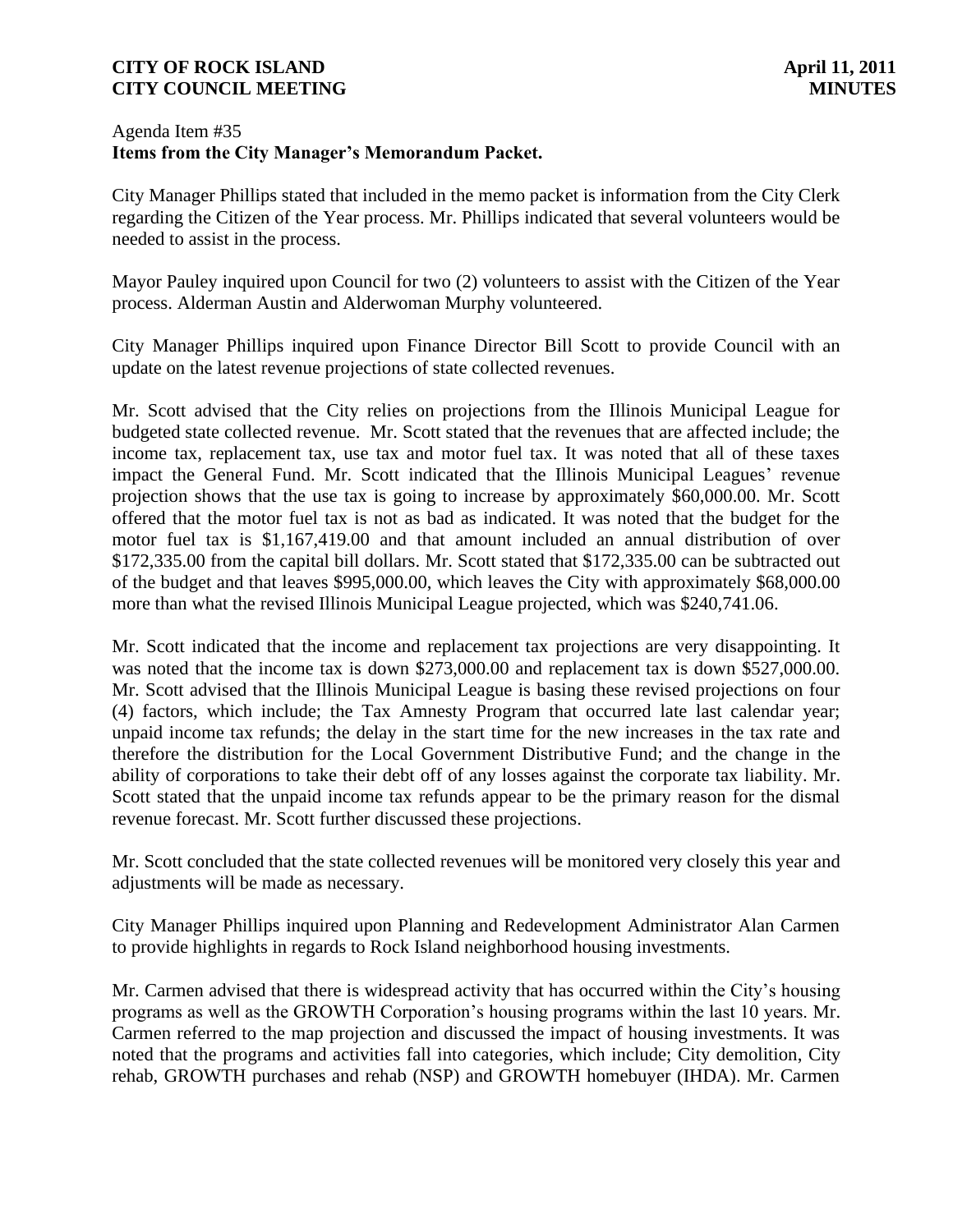Agenda Item #35
**Items from the City Manager's Memorandum Packet.**

City Manager Phillips stated that included in the memo packet is information from the City Clerk regarding the Citizen of the Year process. Mr. Phillips indicated that several volunteers would be needed to assist in the process.

Mayor Pauley inquired upon Council for two (2) volunteers to assist with the Citizen of the Year process. Alderman Austin and Alderwoman Murphy volunteered.

City Manager Phillips inquired upon Finance Director Bill Scott to provide Council with an update on the latest revenue projections of state collected revenues.

Mr. Scott advised that the City relies on projections from the Illinois Municipal League for budgeted state collected revenue. Mr. Scott stated that the revenues that are affected include; the income tax, replacement tax, use tax and motor fuel tax. It was noted that all of these taxes impact the General Fund. Mr. Scott indicated that the Illinois Municipal Leagues' revenue projection shows that the use tax is going to increase by approximately $60,000.00. Mr. Scott offered that the motor fuel tax is not as bad as indicated. It was noted that the budget for the motor fuel tax is $1,167,419.00 and that amount included an annual distribution of over $172,335.00 from the capital bill dollars. Mr. Scott stated that $172,335.00 can be subtracted out of the budget and that leaves $995,000.00, which leaves the City with approximately $68,000.00 more than what the revised Illinois Municipal League projected, which was $240,741.06.

Mr. Scott indicated that the income and replacement tax projections are very disappointing. It was noted that the income tax is down $273,000.00 and replacement tax is down $527,000.00. Mr. Scott advised that the Illinois Municipal League is basing these revised projections on four (4) factors, which include; the Tax Amnesty Program that occurred late last calendar year; unpaid income tax refunds; the delay in the start time for the new increases in the tax rate and therefore the distribution for the Local Government Distributive Fund; and the change in the ability of corporations to take their debt off of any losses against the corporate tax liability. Mr. Scott stated that the unpaid income tax refunds appear to be the primary reason for the dismal revenue forecast. Mr. Scott further discussed these projections.

Mr. Scott concluded that the state collected revenues will be monitored very closely this year and adjustments will be made as necessary.

City Manager Phillips inquired upon Planning and Redevelopment Administrator Alan Carmen to provide highlights in regards to Rock Island neighborhood housing investments.

Mr. Carmen advised that there is widespread activity that has occurred within the City's housing programs as well as the GROWTH Corporation's housing programs within the last 10 years. Mr. Carmen referred to the map projection and discussed the impact of housing investments. It was noted that the programs and activities fall into categories, which include; City demolition, City rehab, GROWTH purchases and rehab (NSP) and GROWTH homebuyer (IHDA). Mr. Carmen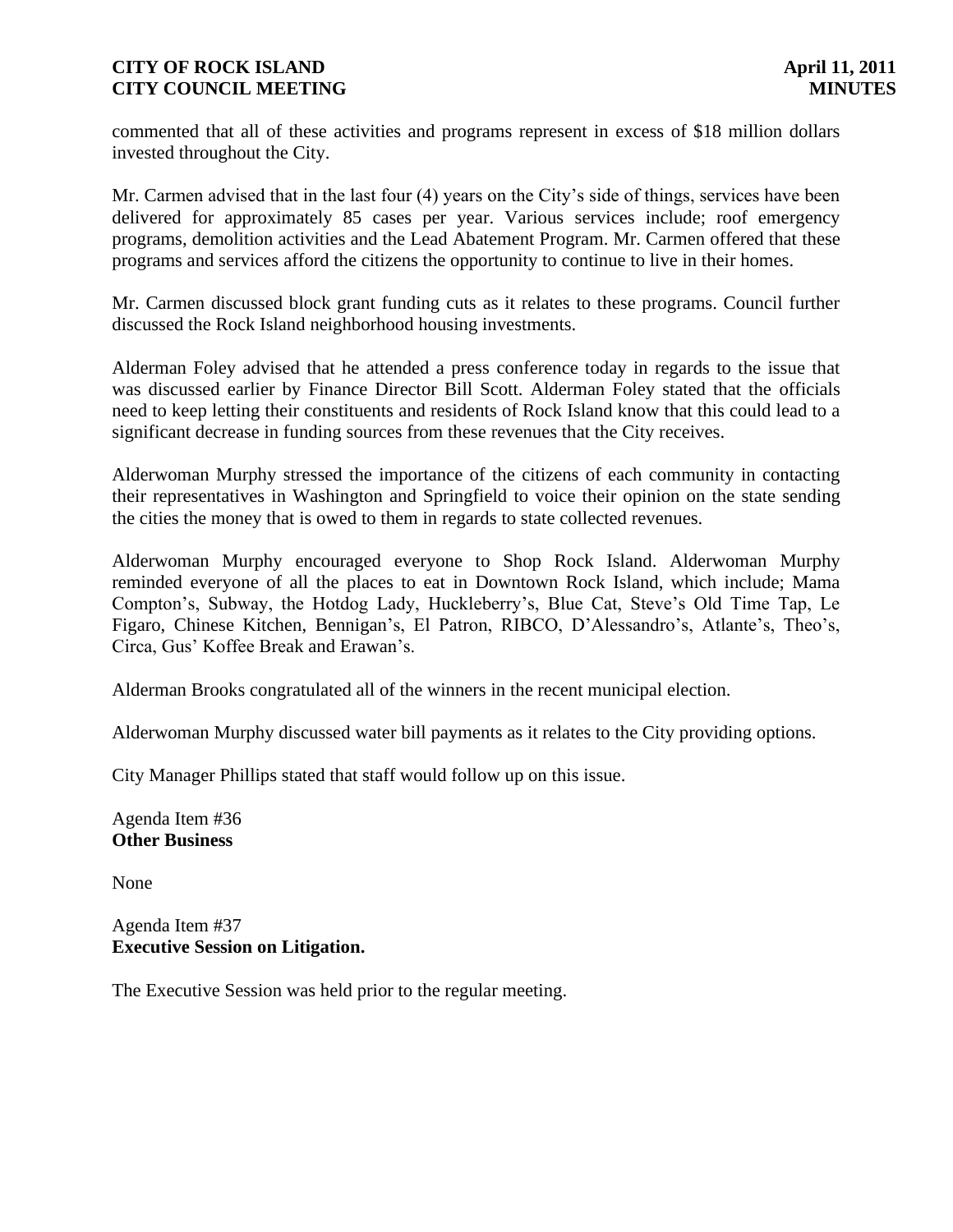commented that all of these activities and programs represent in excess of $18 million dollars invested throughout the City.

Mr. Carmen advised that in the last four (4) years on the City's side of things, services have been delivered for approximately 85 cases per year. Various services include; roof emergency programs, demolition activities and the Lead Abatement Program. Mr. Carmen offered that these programs and services afford the citizens the opportunity to continue to live in their homes.

Mr. Carmen discussed block grant funding cuts as it relates to these programs. Council further discussed the Rock Island neighborhood housing investments.

Alderman Foley advised that he attended a press conference today in regards to the issue that was discussed earlier by Finance Director Bill Scott. Alderman Foley stated that the officials need to keep letting their constituents and residents of Rock Island know that this could lead to a significant decrease in funding sources from these revenues that the City receives.

Alderwoman Murphy stressed the importance of the citizens of each community in contacting their representatives in Washington and Springfield to voice their opinion on the state sending the cities the money that is owed to them in regards to state collected revenues.

Alderwoman Murphy encouraged everyone to Shop Rock Island. Alderwoman Murphy reminded everyone of all the places to eat in Downtown Rock Island, which include; Mama Compton's, Subway, the Hotdog Lady, Huckleberry's, Blue Cat, Steve's Old Time Tap, Le Figaro, Chinese Kitchen, Bennigan's, El Patron, RIBCO, D'Alessandro's, Atlante's, Theo's, Circa, Gus' Koffee Break and Erawan's.

Alderman Brooks congratulated all of the winners in the recent municipal election.

Alderwoman Murphy discussed water bill payments as it relates to the City providing options.

City Manager Phillips stated that staff would follow up on this issue.

Agenda Item #36
**Other Business**

None

Agenda Item #37
**Executive Session on Litigation.**

The Executive Session was held prior to the regular meeting.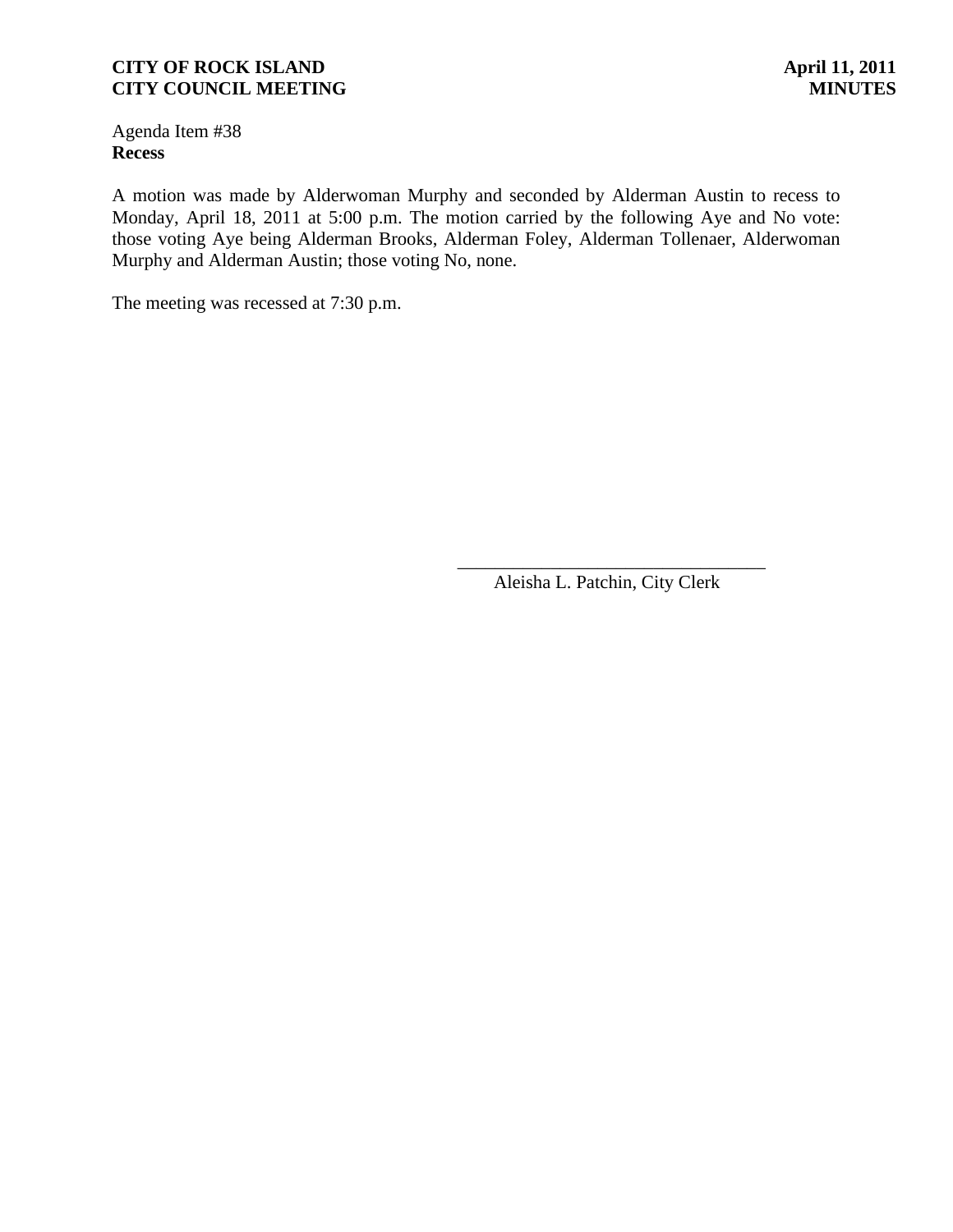Agenda Item #38
**Recess**

A motion was made by Alderwoman Murphy and seconded by Alderman Austin to recess to Monday, April 18, 2011 at 5:00 p.m. The motion carried by the following Aye and No vote: those voting Aye being Alderman Brooks, Alderman Foley, Alderman Tollenaer, Alderwoman Murphy and Alderman Austin; those voting No, none.

The meeting was recessed at 7:30 p.m.

___________________________________
Aleisha L. Patchin, City Clerk